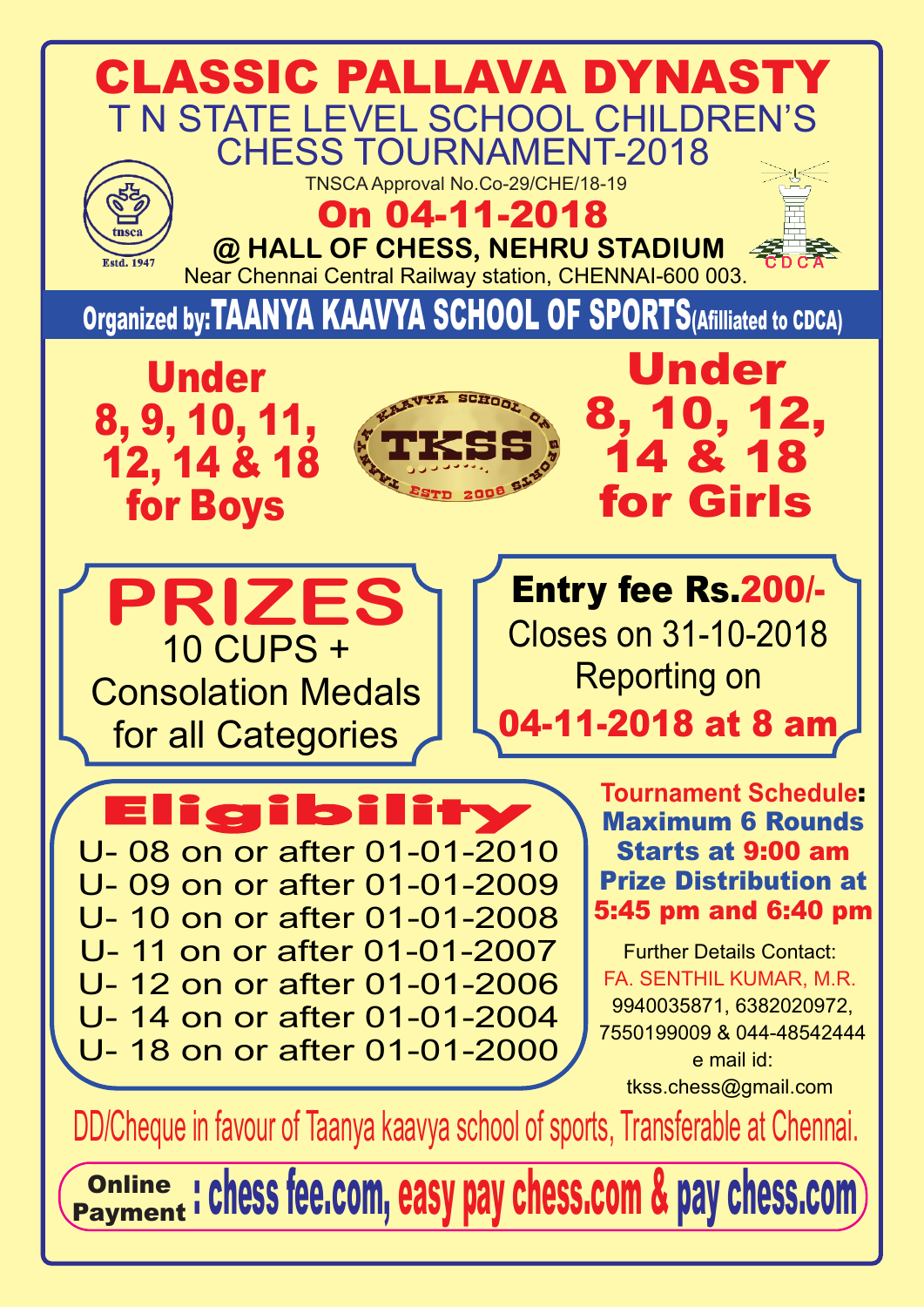# CLASSIC PALLAVA DYNASTY

## T N STATE LEVEL SCHOOL CHILDREN'S CHESS TOURNAMENT-2018

tnsca Estd. 1947

TNSCA Approval No.Co-29/CHE/18-19

## On 04-11-2018

**@ HALL OF CHESS, NEHRU STADIUM**

Near Chennai Central Railway station, CHENNAI-600 003.

CDCA

**Organized by: TAANYA KAAVYA SCHOOL OF SPORTS (Afilliated to CDCA)**

**Under 8, 9, 10, 11, 12, 14 & 18 for Boys**

TAANYA KAAVYA SCHOOL OF SPORTS — TKSS — ESTD 2006

**Under 8, 10, 12, 14 & 18 for Girls**

## PRIZES

10 CUPS + Consolation Medals for all Categories

**Entry fee Rs.200/-**

Closes on 31-10-2018

Reporting on

**04-11-2018 at 8 am**

## Eligibility

- U- 08 on or after 01-01-2010
- U- 09 on or after 01-01-2009
- U- 10 on or after 01-01-2008
- U- 11 on or after 01-01-2007
- U- 12 on or after 01-01-2006
- U- 14 on or after 01-01-2004
- U- 18 on or after 01-01-2000

**Tournament Schedule:**
**Maximum 6 Rounds**
**Starts at 9:00 am**
**Prize Distribution at 5:45 pm and 6:40 pm**

Further Details Contact:
FA. SENTHIL KUMAR, M.R.
9940035871, 6382020972, 7550199009 & 044-48542444
e mail id:
tkss.chess@gmail.com

DD/Cheque in favour of Taanya kaavya school of sports, Transferable at Chennai.

**Online Payment : chess fee.com, easy pay chess.com & pay chess.com**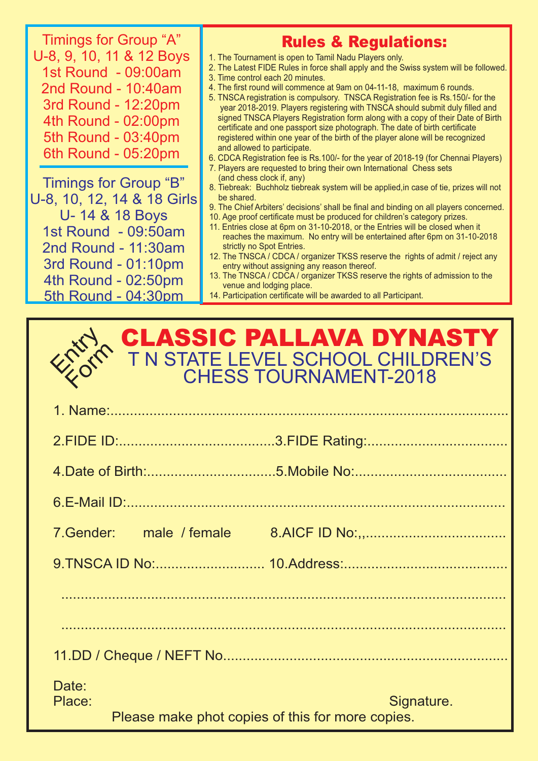Timings for Group "A"
U-8, 9, 10, 11 & 12 Boys
1st Round - 09:00am
2nd Round - 10:40am
3rd Round - 12:20pm
4th Round - 02:00pm
5th Round - 03:40pm
6th Round - 05:20pm

Timings for Group "B"
U-8, 10, 12, 14 & 18 Girls
U- 14 & 18 Boys
1st Round - 09:50am
2nd Round - 11:30am
3rd Round - 01:10pm
4th Round - 02:50pm
5th Round - 04:30pm

## Rules & Regulations:

1. The Tournament is open to Tamil Nadu Players only.
2. The Latest FIDE Rules in force shall apply and the Swiss system will be followed.
3. Time control each 20 minutes.
4. The first round will commence at 9am on 04-11-18, maximum 6 rounds.
5. TNSCA registration is compulsory. TNSCA Registration fee is Rs.150/- for the year 2018-2019. Players registering with TNSCA should submit duly filled and signed TNSCA Players Registration form along with a copy of their Date of Birth certificate and one passport size photograph. The date of birth certificate registered within one year of the birth of the player alone will be recognized and allowed to participate.
6. CDCA Registration fee is Rs.100/- for the year of 2018-19 (for Chennai Players)
7. Players are requested to bring their own International Chess sets (and chess clock if, any)
8. Tiebreak: Buchholz tiebreak system will be applied,in case of tie, prizes will not be shared.
9. The Chief Arbiters' decisions' shall be final and binding on all players concerned.
10. Age proof certificate must be produced for children's category prizes.
11. Entries close at 6pm on 31-10-2018, or the Entries will be closed when it reaches the maximum. No entry will be entertained after 6pm on 31-10-2018 strictly no Spot Entries.
12. The TNSCA / CDCA / organizer TKSS reserve the rights of admit / reject any entry without assigning any reason thereof.
13. The TNSCA / CDCA / organizer TKSS reserve the rights of admission to the venue and lodging place.
14. Participation certificate will be awarded to all Participant.

Entry Form

# CLASSIC PALLAVA DYNASTY

## T N STATE LEVEL SCHOOL CHILDREN'S CHESS TOURNAMENT-2018

1. Name:....................................................................................................

2.FIDE ID:......................................3.FIDE Rating:...................................

4.Date of Birth:.................................5.Mobile No:......................................

6.E-Mail ID:..............................................................................................

7.Gender: male / female 8.AICF ID No:,,...................................

9.TNSCA ID No:........................... 10.Address:.........................................

..............................................................................................................

..............................................................................................................

11.DD / Cheque / NEFT No.......................................................................

Date:
Place: Signature.

Please make phot copies of this for more copies.